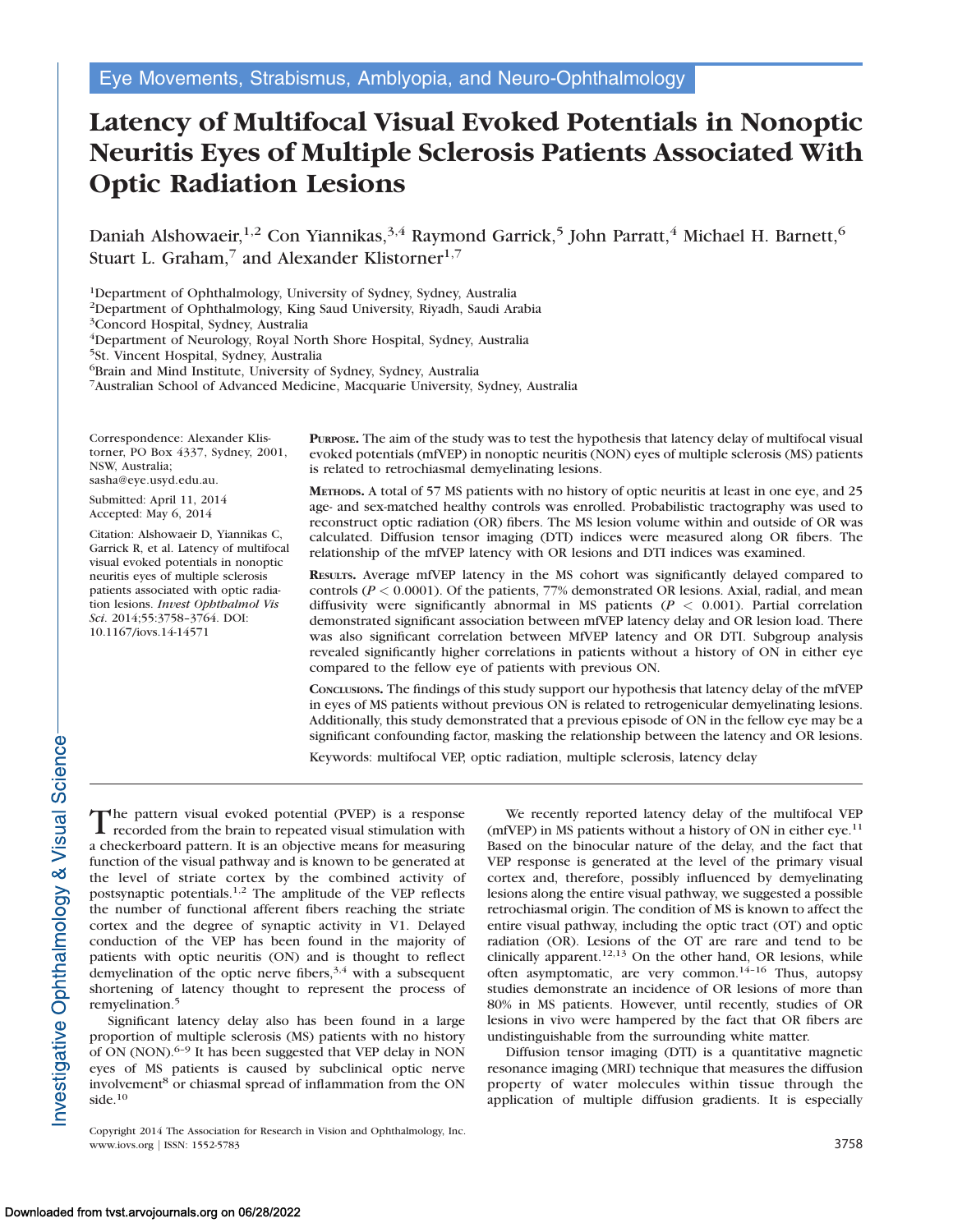Eye Movements, Strabismus, Amblyopia, and Neuro-Ophthalmology

# Latency of Multifocal Visual Evoked Potentials in Nonoptic Neuritis Eyes of Multiple Sclerosis Patients Associated With Optic Radiation Lesions

Daniah Alshowaeir,[1,2] Con Yiannikas,[3,4] Raymond Garrick,[5] John Parratt,[4] Michael H. Barnett,[6] Stuart L. Graham,[7] and Alexander Klistorner[1,7]

[1]Department of Ophthalmology, University of Sydney, Sydney, Australia
[2]Department of Ophthalmology, King Saud University, Riyadh, Saudi Arabia
[3]Concord Hospital, Sydney, Australia
[4]Department of Neurology, Royal North Shore Hospital, Sydney, Australia
[5]St. Vincent Hospital, Sydney, Australia
[6]Brain and Mind Institute, University of Sydney, Sydney, Australia
[7]Australian School of Advanced Medicine, Macquarie University, Sydney, Australia

Correspondence: Alexander Klistorner, PO Box 4337, Sydney, 2001, NSW, Australia; sasha@eye.usyd.edu.au.

Submitted: April 11, 2014
Accepted: May 6, 2014

Citation: Alshowaeir D, Yiannikas C, Garrick R, et al. Latency of multifocal visual evoked potentials in nonoptic neuritis eyes of multiple sclerosis patients associated with optic radiation lesions. *Invest Ophthalmol Vis Sci*. 2014;55:3758–3764. DOI:10.1167/iovs.14-14571

**PURPOSE.** The aim of the study was to test the hypothesis that latency delay of multifocal visual evoked potentials (mfVEP) in nonoptic neuritis (NON) eyes of multiple sclerosis (MS) patients is related to retrochiasmal demyelinating lesions.

**METHODS.** A total of 57 MS patients with no history of optic neuritis at least in one eye, and 25 age- and sex-matched healthy controls was enrolled. Probabilistic tractography was used to reconstruct optic radiation (OR) fibers. The MS lesion volume within and outside of OR was calculated. Diffusion tensor imaging (DTI) indices were measured along OR fibers. The relationship of the mfVEP latency with OR lesions and DTI indices was examined.

**RESULTS.** Average mfVEP latency in the MS cohort was significantly delayed compared to controls ($P < 0.0001$). Of the patients, 77% demonstrated OR lesions. Axial, radial, and mean diffusivity were significantly abnormal in MS patients ($P < 0.001$). Partial correlation demonstrated significant association between mfVEP latency delay and OR lesion load. There was also significant correlation between MfVEP latency and OR DTI. Subgroup analysis revealed significantly higher correlations in patients without a history of ON in either eye compared to the fellow eye of patients with previous ON.

**CONCLUSIONS.** The findings of this study support our hypothesis that latency delay of the mfVEP in eyes of MS patients without previous ON is related to retrogenicular demyelinating lesions. Additionally, this study demonstrated that a previous episode of ON in the fellow eye may be a significant confounding factor, masking the relationship between the latency and OR lesions.

Keywords: multifocal VEP, optic radiation, multiple sclerosis, latency delay

The pattern visual evoked potential (PVEP) is a response recorded from the brain to repeated visual stimulation with a checkerboard pattern. It is an objective means for measuring function of the visual pathway and is known to be generated at the level of striate cortex by the combined activity of postsynaptic potentials.[1,2] The amplitude of the VEP reflects the number of functional afferent fibers reaching the striate cortex and the degree of synaptic activity in V1. Delayed conduction of the VEP has been found in the majority of patients with optic neuritis (ON) and is thought to reflect demyelination of the optic nerve fibers,[3,4] with a subsequent shortening of latency thought to represent the process of remyelination.[5]

Significant latency delay also has been found in a large proportion of multiple sclerosis (MS) patients with no history of ON (NON).[6–9] It has been suggested that VEP delay in NON eyes of MS patients is caused by subclinical optic nerve involvement[8] or chiasmal spread of inflammation from the ON side.[10]

We recently reported latency delay of the multifocal VEP (mfVEP) in MS patients without a history of ON in either eye.[11] Based on the binocular nature of the delay, and the fact that VEP response is generated at the level of the primary visual cortex and, therefore, possibly influenced by demyelinating lesions along the entire visual pathway, we suggested a possible retrochiasmal origin. The condition of MS is known to affect the entire visual pathway, including the optic tract (OT) and optic radiation (OR). Lesions of the OT are rare and tend to be clinically apparent.[12,13] On the other hand, OR lesions, while often asymptomatic, are very common.[14–16] Thus, autopsy studies demonstrate an incidence of OR lesions of more than 80% in MS patients. However, until recently, studies of OR lesions in vivo were hampered by the fact that OR fibers are undistinguishable from the surrounding white matter.

Diffusion tensor imaging (DTI) is a quantitative magnetic resonance imaging (MRI) technique that measures the diffusion property of water molecules within tissue through the application of multiple diffusion gradients. It is especially

Copyright 2014 The Association for Research in Vision and Ophthalmology, Inc.
www.iovs.org | ISSN: 1552-5783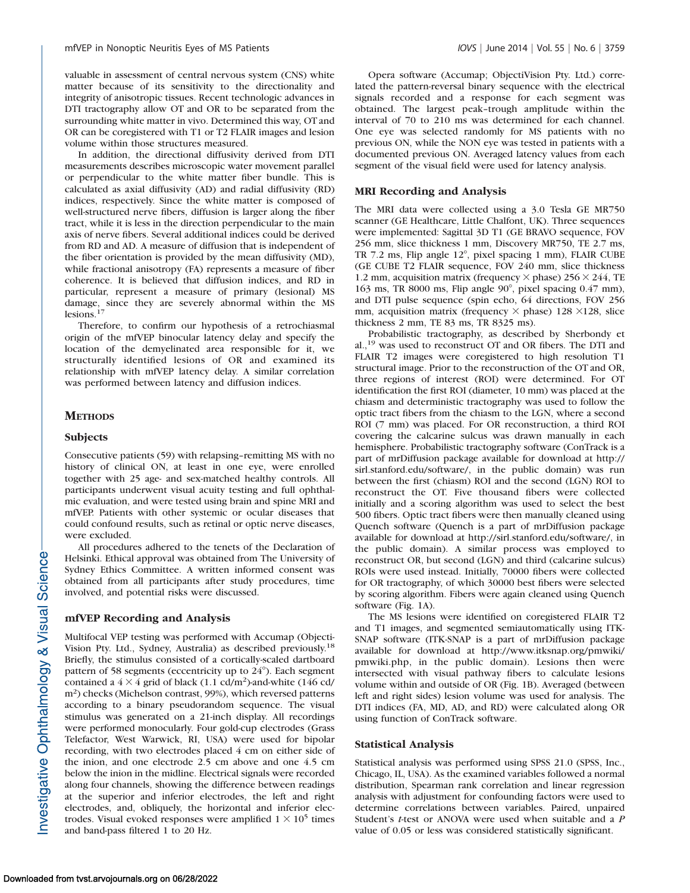valuable in assessment of central nervous system (CNS) white matter because of its sensitivity to the directionality and integrity of anisotropic tissues. Recent technologic advances in DTI tractography allow OT and OR to be separated from the surrounding white matter in vivo. Determined this way, OT and OR can be coregistered with T1 or T2 FLAIR images and lesion volume within those structures measured.

In addition, the directional diffusivity derived from DTI measurements describes microscopic water movement parallel or perpendicular to the white matter fiber bundle. This is calculated as axial diffusivity (AD) and radial diffusivity (RD) indices, respectively. Since the white matter is composed of well-structured nerve fibers, diffusion is larger along the fiber tract, while it is less in the direction perpendicular to the main axis of nerve fibers. Several additional indices could be derived from RD and AD. A measure of diffusion that is independent of the fiber orientation is provided by the mean diffusivity (MD), while fractional anisotropy (FA) represents a measure of fiber coherence. It is believed that diffusion indices, and RD in particular, represent a measure of primary (lesional) MS damage, since they are severely abnormal within the MS lesions.[17]

Therefore, to confirm our hypothesis of a retrochiasmal origin of the mfVEP binocular latency delay and specify the location of the demyelinated area responsible for it, we structurally identified lesions of OR and examined its relationship with mfVEP latency delay. A similar correlation was performed between latency and diffusion indices.

## Methods

### Subjects

Consecutive patients (59) with relapsing–remitting MS with no history of clinical ON, at least in one eye, were enrolled together with 25 age- and sex-matched healthy controls. All participants underwent visual acuity testing and full ophthalmic evaluation, and were tested using brain and spine MRI and mfVEP. Patients with other systemic or ocular diseases that could confound results, such as retinal or optic nerve diseases, were excluded.

All procedures adhered to the tenets of the Declaration of Helsinki. Ethical approval was obtained from The University of Sydney Ethics Committee. A written informed consent was obtained from all participants after study procedures, time involved, and potential risks were discussed.

### mfVEP Recording and Analysis

Multifocal VEP testing was performed with Accumap (ObjectiVision Pty. Ltd., Sydney, Australia) as described previously.[18] Briefly, the stimulus consisted of a cortically-scaled dartboard pattern of 58 segments (eccentricity up to 24°). Each segment contained a $4 \times 4$ grid of black (1.1 cd/m$^2$)-and-white (146 cd/m$^2$) checks (Michelson contrast, 99%), which reversed patterns according to a binary pseudorandom sequence. The visual stimulus was generated on a 21-inch display. All recordings were performed monocularly. Four gold-cup electrodes (Grass Telefactor, West Warwick, RI, USA) were used for bipolar recording, with two electrodes placed 4 cm on either side of the inion, and one electrode 2.5 cm above and one 4.5 cm below the inion in the midline. Electrical signals were recorded along four channels, showing the difference between readings at the superior and inferior electrodes, the left and right electrodes, and, obliquely, the horizontal and inferior electrodes. Visual evoked responses were amplified $1 \times 10^5$ times and band-pass filtered 1 to 20 Hz.

Opera software (Accumap; ObjectiVision Pty. Ltd.) correlated the pattern-reversal binary sequence with the electrical signals recorded and a response for each segment was obtained. The largest peak–trough amplitude within the interval of 70 to 210 ms was determined for each channel. One eye was selected randomly for MS patients with no previous ON, while the NON eye was tested in patients with a documented previous ON. Averaged latency values from each segment of the visual field were used for latency analysis.

### MRI Recording and Analysis

The MRI data were collected using a 3.0 Tesla GE MR750 scanner (GE Healthcare, Little Chalfont, UK). Three sequences were implemented: Sagittal 3D T1 (GE BRAVO sequence, FOV 256 mm, slice thickness 1 mm, Discovery MR750, TE 2.7 ms, TR 7.2 ms, Flip angle 12°, pixel spacing 1 mm), FLAIR CUBE (GE CUBE T2 FLAIR sequence, FOV 240 mm, slice thickness 1.2 mm, acquisition matrix (frequency $\times$ phase) $256 \times 244$, TE 163 ms, TR 8000 ms, Flip angle 90°, pixel spacing 0.47 mm), and DTI pulse sequence (spin echo, 64 directions, FOV 256 mm, acquisition matrix (frequency $\times$ phase) $128 \times 128$, slice thickness 2 mm, TE 83 ms, TR 8325 ms).

Probabilistic tractography, as described by Sherbondy et al.,[19] was used to reconstruct OT and OR fibers. The DTI and FLAIR T2 images were coregistered to high resolution T1 structural image. Prior to the reconstruction of the OT and OR, three regions of interest (ROI) were determined. For OT identification the first ROI (diameter, 10 mm) was placed at the chiasm and deterministic tractography was used to follow the optic tract fibers from the chiasm to the LGN, where a second ROI (7 mm) was placed. For OR reconstruction, a third ROI covering the calcarine sulcus was drawn manually in each hemisphere. Probabilistic tractography software (ConTrack is a part of mrDiffusion package available for download at http://sirl.stanford.edu/software/, in the public domain) was run between the first (chiasm) ROI and the second (LGN) ROI to reconstruct the OT. Five thousand fibers were collected initially and a scoring algorithm was used to select the best 500 fibers. Optic tract fibers were then manually cleaned using Quench software (Quench is a part of mrDiffusion package available for download at http://sirl.stanford.edu/software/, in the public domain). A similar process was employed to reconstruct OR, but second (LGN) and third (calcarine sulcus) ROIs were used instead. Initially, 70000 fibers were collected for OR tractography, of which 30000 best fibers were selected by scoring algorithm. Fibers were again cleaned using Quench software (Fig. 1A).

The MS lesions were identified on coregistered FLAIR T2 and T1 images, and segmented semiautomatically using ITK-SNAP software (ITK-SNAP is a part of mrDiffusion package available for download at http://www.itksnap.org/pmwiki/pmwiki.php, in the public domain). Lesions then were intersected with visual pathway fibers to calculate lesions volume within and outside of OR (Fig. 1B). Averaged (between left and right sides) lesion volume was used for analysis. The DTI indices (FA, MD, AD, and RD) were calculated along OR using function of ConTrack software.

### Statistical Analysis

Statistical analysis was performed using SPSS 21.0 (SPSS, Inc., Chicago, IL, USA). As the examined variables followed a normal distribution, Spearman rank correlation and linear regression analysis with adjustment for confounding factors were used to determine correlations between variables. Paired, unpaired Student's *t*-test or ANOVA were used when suitable and a $P$ value of 0.05 or less was considered statistically significant.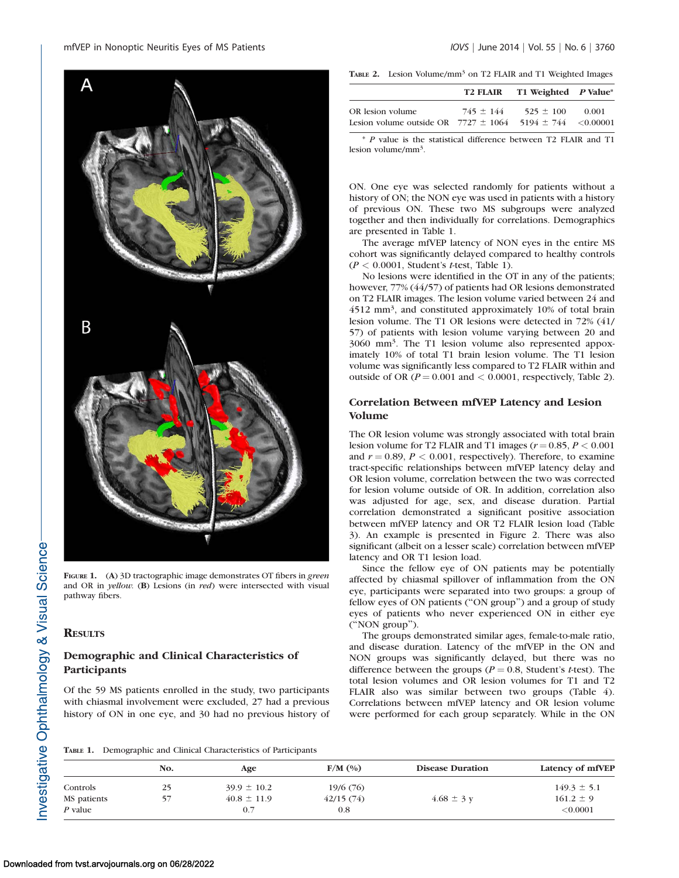FIGURE 1. (A) 3D tractographic image demonstrates OT fibers in *green* and OR in *yellow*. (B) Lesions (in *red*) were intersected with visual pathway fibers.

## RESULTS

### Demographic and Clinical Characteristics of Participants

Of the 59 MS patients enrolled in the study, two participants with chiasmal involvement were excluded, 27 had a previous history of ON in one eye, and 30 had no previous history of ON. One eye was selected randomly for patients without a history of ON; the NON eye was used in patients with a history of previous ON. These two MS subgroups were analyzed together and then individually for correlations. Demographics are presented in Table 1.

The average mfVEP latency of NON eyes in the entire MS cohort was significantly delayed compared to healthy controls ($P < 0.0001$, Student's *t*-test, Table 1).

No lesions were identified in the OT in any of the patients; however, 77% (44/57) of patients had OR lesions demonstrated on T2 FLAIR images. The lesion volume varied between 24 and 4512 mm$^3$, and constituted approximately 10% of total brain lesion volume. The T1 OR lesions were detected in 72% (41/57) of patients with lesion volume varying between 20 and 3060 mm$^3$. The T1 lesion volume also represented approximately 10% of total T1 brain lesion volume. The T1 lesion volume was significantly less compared to T2 FLAIR within and outside of OR ($P = 0.001$ and $< 0.0001$, respectively, Table 2).

TABLE 2. Lesion Volume/mm$^3$ on T2 FLAIR and T1 Weighted Images

| | T2 FLAIR | T1 Weighted | P Value* |
|---|---|---|---|
| OR lesion volume | 745 ± 144 | 525 ± 100 | 0.001 |
| Lesion volume outside OR | 7727 ± 1064 | 5194 ± 744 | <0.00001 |

\* *P* value is the statistical difference between T2 FLAIR and T1 lesion volume/mm$^3$.

### Correlation Between mfVEP Latency and Lesion Volume

The OR lesion volume was strongly associated with total brain lesion volume for T2 FLAIR and T1 images ($r = 0.85$, $P < 0.001$ and $r = 0.89$, $P < 0.001$, respectively). Therefore, to examine tract-specific relationships between mfVEP latency delay and OR lesion volume, correlation between the two was corrected for lesion volume outside of OR. In addition, correlation also was adjusted for age, sex, and disease duration. Partial correlation demonstrated a significant positive association between mfVEP latency and OR T2 FLAIR lesion load (Table 3). An example is presented in Figure 2. There was also significant (albeit on a lesser scale) correlation between mfVEP latency and OR T1 lesion load.

Since the fellow eye of ON patients may be potentially affected by chiasmal spillover of inflammation from the ON eye, participants were separated into two groups: a group of fellow eyes of ON patients ("ON group") and a group of study eyes of patients who never experienced ON in either eye ("NON group").

The groups demonstrated similar ages, female-to-male ratio, and disease duration. Latency of the mfVEP in the ON and NON groups was significantly delayed, but there was no difference between the groups ($P = 0.8$, Student's *t*-test). The total lesion volumes and OR lesion volumes for T1 and T2 FLAIR also was similar between two groups (Table 4). Correlations between mfVEP latency and OR lesion volume were performed for each group separately. While in the ON

TABLE 1. Demographic and Clinical Characteristics of Participants

| | No. | Age | F/M (%) | Disease Duration | Latency of mfVEP |
|---|---|---|---|---|---|
| Controls | 25 | 39.9 ± 10.2 | 19/6 (76) | | 149.3 ± 5.1 |
| MS patients | 57 | 40.8 ± 11.9 | 42/15 (74) | 4.68 ± 3 y | 161.2 ± 9 |
| *P* value | | 0.7 | 0.8 | | <0.0001 |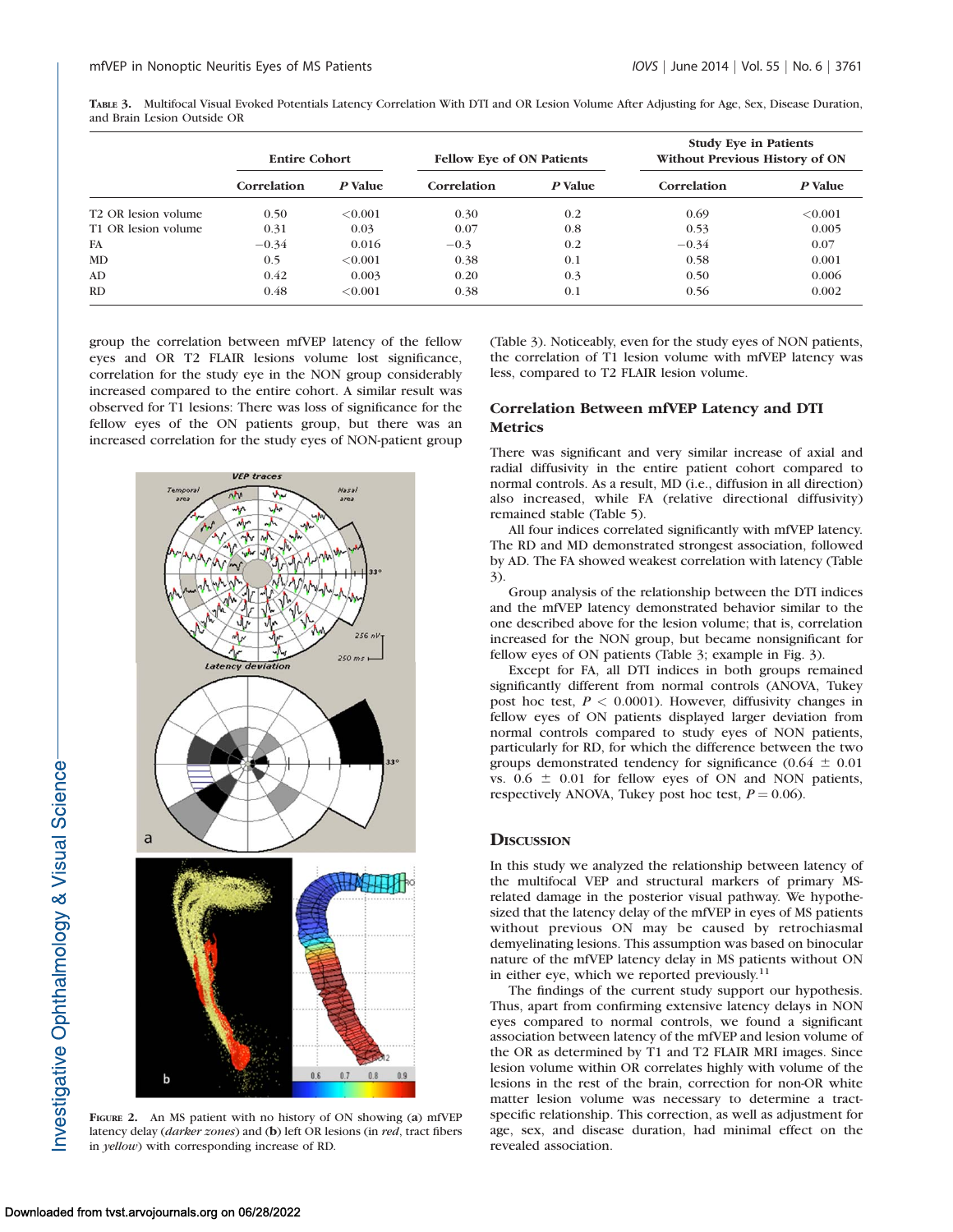**Table 3.** Multifocal Visual Evoked Potentials Latency Correlation With DTI and OR Lesion Volume After Adjusting for Age, Sex, Disease Duration, and Brain Lesion Outside OR

| | Entire Cohort | | Fellow Eye of ON Patients | | Study Eye in Patients Without Previous History of ON | |
|---|---|---|---|---|---|---|
| | Correlation | *P* Value | Correlation | *P* Value | Correlation | *P* Value |
| T2 OR lesion volume | 0.50 | <0.001 | 0.30 | 0.2 | 0.69 | <0.001 |
| T1 OR lesion volume | 0.31 | 0.03 | 0.07 | 0.8 | 0.53 | 0.005 |
| FA | −0.34 | 0.016 | −0.3 | 0.2 | −0.34 | 0.07 |
| MD | 0.5 | <0.001 | 0.38 | 0.1 | 0.58 | 0.001 |
| AD | 0.42 | 0.003 | 0.20 | 0.3 | 0.50 | 0.006 |
| RD | 0.48 | <0.001 | 0.38 | 0.1 | 0.56 | 0.002 |

group the correlation between mfVEP latency of the fellow eyes and OR T2 FLAIR lesions volume lost significance, correlation for the study eye in the NON group considerably increased compared to the entire cohort. A similar result was observed for T1 lesions: There was loss of significance for the fellow eyes of the ON patients group, but there was an increased correlation for the study eyes of NON-patient group (Table 3). Noticeably, even for the study eyes of NON patients, the correlation of T1 lesion volume with mfVEP latency was less, compared to T2 FLAIR lesion volume.

FIGURE 2. An MS patient with no history of ON showing (**a**) mfVEP latency delay (*darker zones*) and (**b**) left OR lesions (in *red*, tract fibers in *yellow*) with corresponding increase of RD.

## Correlation Between mfVEP Latency and DTI Metrics

There was significant and very similar increase of axial and radial diffusivity in the entire patient cohort compared to normal controls. As a result, MD (i.e., diffusion in all direction) also increased, while FA (relative directional diffusivity) remained stable (Table 5).

All four indices correlated significantly with mfVEP latency. The RD and MD demonstrated strongest association, followed by AD. The FA showed weakest correlation with latency (Table 3).

Group analysis of the relationship between the DTI indices and the mfVEP latency demonstrated behavior similar to the one described above for the lesion volume; that is, correlation increased for the NON group, but became nonsignificant for fellow eyes of ON patients (Table 3; example in Fig. 3).

Except for FA, all DTI indices in both groups remained significantly different from normal controls (ANOVA, Tukey post hoc test, $P < 0.0001$). However, diffusivity changes in fellow eyes of ON patients displayed larger deviation from normal controls compared to study eyes of NON patients, particularly for RD, for which the difference between the two groups demonstrated tendency for significance ($0.64 \pm 0.01$ vs. $0.6 \pm 0.01$ for fellow eyes of ON and NON patients, respectively ANOVA, Tukey post hoc test, $P = 0.06$).

## Discussion

In this study we analyzed the relationship between latency of the multifocal VEP and structural markers of primary MS-related damage in the posterior visual pathway. We hypothesized that the latency delay of the mfVEP in eyes of MS patients without previous ON may be caused by retrochiasmal demyelinating lesions. This assumption was based on binocular nature of the mfVEP latency delay in MS patients without ON in either eye, which we reported previously.[11]

The findings of the current study support our hypothesis. Thus, apart from confirming extensive latency delays in NON eyes compared to normal controls, we found a significant association between latency of the mfVEP and lesion volume of the OR as determined by T1 and T2 FLAIR MRI images. Since lesion volume within OR correlates highly with volume of the lesions in the rest of the brain, correction for non-OR white matter lesion volume was necessary to determine a tract-specific relationship. This correction, as well as adjustment for age, sex, and disease duration, had minimal effect on the revealed association.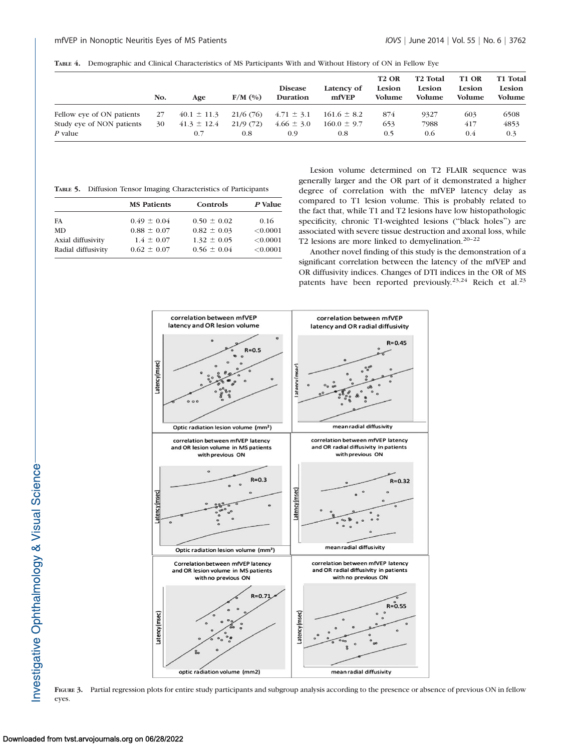**TABLE 4.** Demographic and Clinical Characteristics of MS Participants With and Without History of ON in Fellow Eye

| | No. | Age | F/M (%) | Disease Duration | Latency of mfVEP | T2 OR Lesion Volume | T2 Total Lesion Volume | T1 OR Lesion Volume | T1 Total Lesion Volume |
|---|---|---|---|---|---|---|---|---|---|
| Fellow eye of ON patients | 27 | 40.1 ± 11.3 | 21/6 (76) | 4.71 ± 3.1 | 161.6 ± 8.2 | 874 | 9327 | 603 | 6508 |
| Study eye of NON patients | 30 | 41.3 ± 12.4 | 21/9 (72) | 4.66 ± 3.0 | 160.0 ± 9.7 | 653 | 7988 | 417 | 4853 |
| *P* value | | 0.7 | 0.8 | 0.9 | 0.8 | 0.5 | 0.6 | 0.4 | 0.3 |

**TABLE 5.** Diffusion Tensor Imaging Characteristics of Participants

| | MS Patients | Controls | *P* Value |
|---|---|---|---|
| FA | 0.49 ± 0.04 | 0.50 ± 0.02 | 0.16 |
| MD | 0.88 ± 0.07 | 0.82 ± 0.03 | <0.0001 |
| Axial diffusivity | 1.4 ± 0.07 | 1.32 ± 0.05 | <0.0001 |
| Radial diffusivity | 0.62 ± 0.07 | 0.56 ± 0.04 | <0.0001 |

Lesion volume determined on T2 FLAIR sequence was generally larger and the OR part of it demonstrated a higher degree of correlation with the mfVEP latency delay as compared to T1 lesion volume. This is probably related to the fact that, while T1 and T2 lesions have low histopathologic specificity, chronic T1-weighted lesions ("black holes") are associated with severe tissue destruction and axonal loss, while T2 lesions are more linked to demyelination.[20–22]

Another novel finding of this study is the demonstration of a significant correlation between the latency of the mfVEP and OR diffusivity indices. Changes of DTI indices in the OR of MS patents have been reported previously.[23,24] Reich et al.[23]

**FIGURE 3.** Partial regression plots for entire study participants and subgroup analysis according to the presence or absence of previous ON in fellow eyes.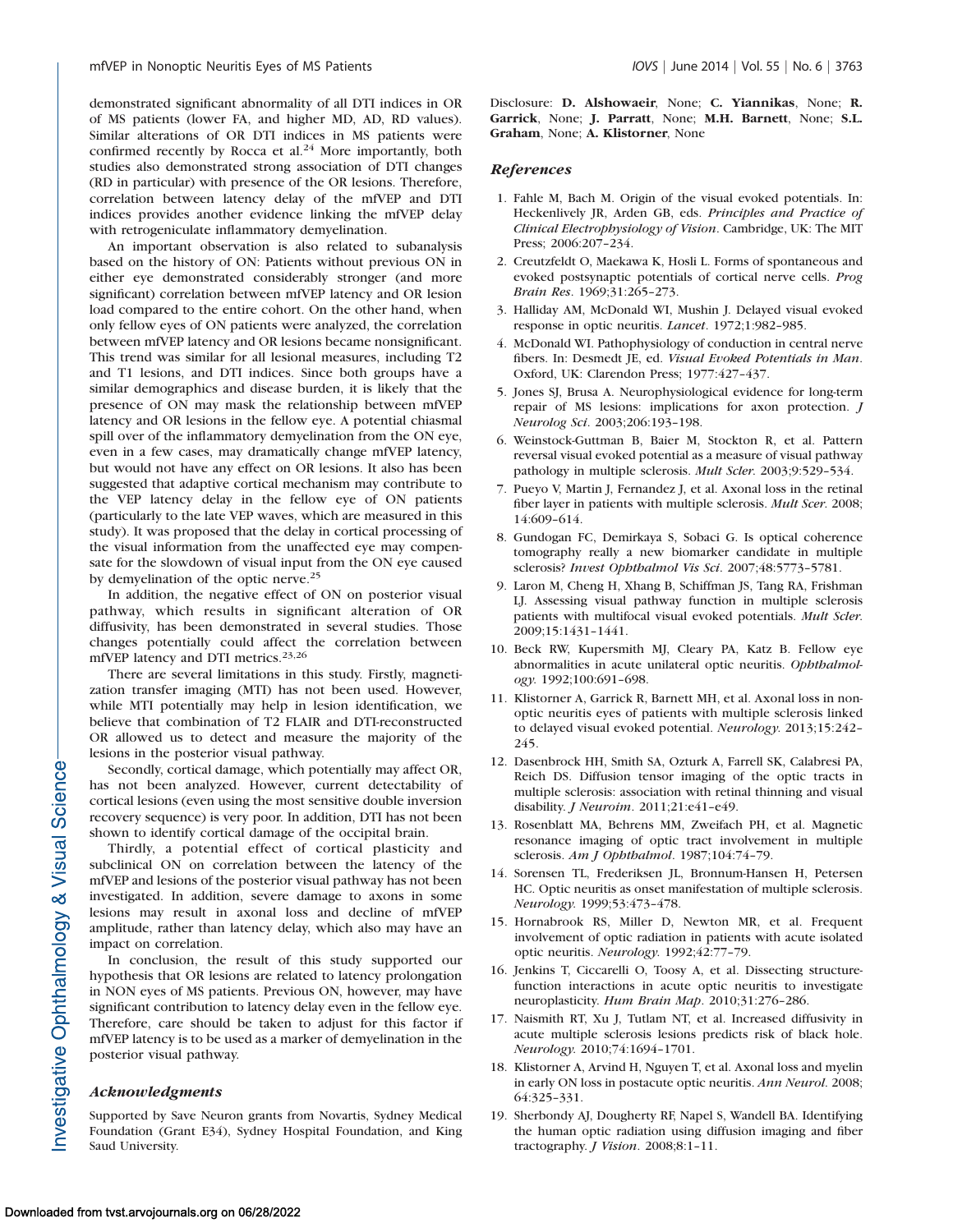demonstrated significant abnormality of all DTI indices in OR of MS patients (lower FA, and higher MD, AD, RD values). Similar alterations of OR DTI indices in MS patients were confirmed recently by Rocca et al.[24] More importantly, both studies also demonstrated strong association of DTI changes (RD in particular) with presence of the OR lesions. Therefore, correlation between latency delay of the mfVEP and DTI indices provides another evidence linking the mfVEP delay with retrogeniculate inflammatory demyelination.

An important observation is also related to subanalysis based on the history of ON: Patients without previous ON in either eye demonstrated considerably stronger (and more significant) correlation between mfVEP latency and OR lesion load compared to the entire cohort. On the other hand, when only fellow eyes of ON patients were analyzed, the correlation between mfVEP latency and OR lesions became nonsignificant. This trend was similar for all lesional measures, including T2 and T1 lesions, and DTI indices. Since both groups have a similar demographics and disease burden, it is likely that the presence of ON may mask the relationship between mfVEP latency and OR lesions in the fellow eye. A potential chiasmal spill over of the inflammatory demyelination from the ON eye, even in a few cases, may dramatically change mfVEP latency, but would not have any effect on OR lesions. It also has been suggested that adaptive cortical mechanism may contribute to the VEP latency delay in the fellow eye of ON patients (particularly to the late VEP waves, which are measured in this study). It was proposed that the delay in cortical processing of the visual information from the unaffected eye may compensate for the slowdown of visual input from the ON eye caused by demyelination of the optic nerve.[25]

In addition, the negative effect of ON on posterior visual pathway, which results in significant alteration of OR diffusivity, has been demonstrated in several studies. Those changes potentially could affect the correlation between mfVEP latency and DTI metrics.[23,26]

There are several limitations in this study. Firstly, magnetization transfer imaging (MTI) has not been used. However, while MTI potentially may help in lesion identification, we believe that combination of T2 FLAIR and DTI-reconstructed OR allowed us to detect and measure the majority of the lesions in the posterior visual pathway.

Secondly, cortical damage, which potentially may affect OR, has not been analyzed. However, current detectability of cortical lesions (even using the most sensitive double inversion recovery sequence) is very poor. In addition, DTI has not been shown to identify cortical damage of the occipital brain.

Thirdly, a potential effect of cortical plasticity and subclinical ON on correlation between the latency of the mfVEP and lesions of the posterior visual pathway has not been investigated. In addition, severe damage to axons in some lesions may result in axonal loss and decline of mfVEP amplitude, rather than latency delay, which also may have an impact on correlation.

In conclusion, the result of this study supported our hypothesis that OR lesions are related to latency prolongation in NON eyes of MS patients. Previous ON, however, may have significant contribution to latency delay even in the fellow eye. Therefore, care should be taken to adjust for this factor if mfVEP latency is to be used as a marker of demyelination in the posterior visual pathway.

### Acknowledgments

Supported by Save Neuron grants from Novartis, Sydney Medical Foundation (Grant E34), Sydney Hospital Foundation, and King Saud University.

Disclosure: **D. Alshowaeir**, None; **C. Yiannikas**, None; **R. Garrick**, None; **J. Parratt**, None; **M.H. Barnett**, None; **S.L. Graham**, None; **A. Klistorner**, None

### References

1. Fahle M, Bach M. Origin of the visual evoked potentials. In: Heckenlively JR, Arden GB, eds. *Principles and Practice of Clinical Electrophysiology of Vision*. Cambridge, UK: The MIT Press; 2006:207–234.
2. Creutzfeldt O, Maekawa K, Hosli L. Forms of spontaneous and evoked postsynaptic potentials of cortical nerve cells. *Prog Brain Res*. 1969;31:265–273.
3. Halliday AM, McDonald WI, Mushin J. Delayed visual evoked response in optic neuritis. *Lancet*. 1972;1:982–985.
4. McDonald WI. Pathophysiology of conduction in central nerve fibers. In: Desmedt JE, ed. *Visual Evoked Potentials in Man*. Oxford, UK: Clarendon Press; 1977:427–437.
5. Jones SJ, Brusa A. Neurophysiological evidence for long-term repair of MS lesions: implications for axon protection. *J Neurolog Sci*. 2003;206:193–198.
6. Weinstock-Guttman B, Baier M, Stockton R, et al. Pattern reversal visual evoked potential as a measure of visual pathway pathology in multiple sclerosis. *Mult Scler*. 2003;9:529–534.
7. Pueyo V, Martin J, Fernandez J, et al. Axonal loss in the retinal fiber layer in patients with multiple sclerosis. *Mult Scer*. 2008; 14:609–614.
8. Gundogan FC, Demirkaya S, Sobaci G. Is optical coherence tomography really a new biomarker candidate in multiple sclerosis? *Invest Ophthalmol Vis Sci*. 2007;48:5773–5781.
9. Laron M, Cheng H, Xhang B, Schiffman JS, Tang RA, Frishman LJ. Assessing visual pathway function in multiple sclerosis patients with multifocal visual evoked potentials. *Mult Scler*. 2009;15:1431–1441.
10. Beck RW, Kupersmith MJ, Cleary PA, Katz B. Fellow eye abnormalities in acute unilateral optic neuritis. *Ophthalmology*. 1992;100:691–698.
11. Klistorner A, Garrick R, Barnett MH, et al. Axonal loss in non-optic neuritis eyes of patients with multiple sclerosis linked to delayed visual evoked potential. *Neurology*. 2013;15:242–245.
12. Dasenbrock HH, Smith SA, Ozturk A, Farrell SK, Calabresi PA, Reich DS. Diffusion tensor imaging of the optic tracts in multiple sclerosis: association with retinal thinning and visual disability. *J Neuroim*. 2011;21:e41–e49.
13. Rosenblatt MA, Behrens MM, Zweifach PH, et al. Magnetic resonance imaging of optic tract involvement in multiple sclerosis. *Am J Ophthalmol*. 1987;104:74–79.
14. Sorensen TL, Frederiksen JL, Bronnum-Hansen H, Petersen HC. Optic neuritis as onset manifestation of multiple sclerosis. *Neurology*. 1999;53:473–478.
15. Hornabrook RS, Miller D, Newton MR, et al. Frequent involvement of optic radiation in patients with acute isolated optic neuritis. *Neurology*. 1992;42:77–79.
16. Jenkins T, Ciccarelli O, Toosy A, et al. Dissecting structure-function interactions in acute optic neuritis to investigate neuroplasticity. *Hum Brain Map*. 2010;31:276–286.
17. Naismith RT, Xu J, Tutlam NT, et al. Increased diffusivity in acute multiple sclerosis lesions predicts risk of black hole. *Neurology*. 2010;74:1694–1701.
18. Klistorner A, Arvind H, Nguyen T, et al. Axonal loss and myelin in early ON loss in postacute optic neuritis. *Ann Neurol*. 2008; 64:325–331.
19. Sherbondy AJ, Dougherty RF, Napel S, Wandell BA. Identifying the human optic radiation using diffusion imaging and fiber tractography. *J Vision*. 2008;8:1–11.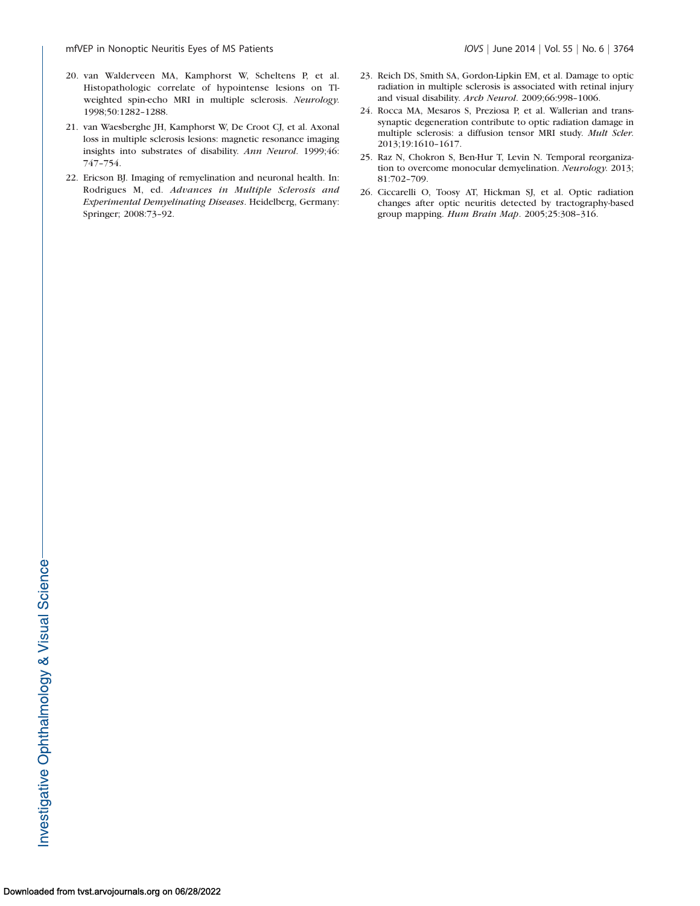20. van Walderveen MA, Kamphorst W, Scheltens P, et al. Histopathologic correlate of hypointense lesions on T1-weighted spin-echo MRI in multiple sclerosis. *Neurology*. 1998;50:1282–1288.
21. van Waesberghe JH, Kamphorst W, De Croot CJ, et al. Axonal loss in multiple sclerosis lesions: magnetic resonance imaging insights into substrates of disability. *Ann Neurol*. 1999;46: 747–754.
22. Ericson BJ. Imaging of remyelination and neuronal health. In: Rodrigues M, ed. *Advances in Multiple Sclerosis and Experimental Demyelinating Diseases*. Heidelberg, Germany: Springer; 2008:73–92.
23. Reich DS, Smith SA, Gordon-Lipkin EM, et al. Damage to optic radiation in multiple sclerosis is associated with retinal injury and visual disability. *Arch Neurol*. 2009;66:998–1006.
24. Rocca MA, Mesaros S, Preziosa P, et al. Wallerian and trans-synaptic degeneration contribute to optic radiation damage in multiple sclerosis: a diffusion tensor MRI study. *Mult Scler*. 2013;19:1610–1617.
25. Raz N, Chokron S, Ben-Hur T, Levin N. Temporal reorganization to overcome monocular demyelination. *Neurology*. 2013; 81:702–709.
26. Ciccarelli O, Toosy AT, Hickman SJ, et al. Optic radiation changes after optic neuritis detected by tractography-based group mapping. *Hum Brain Map*. 2005;25:308–316.